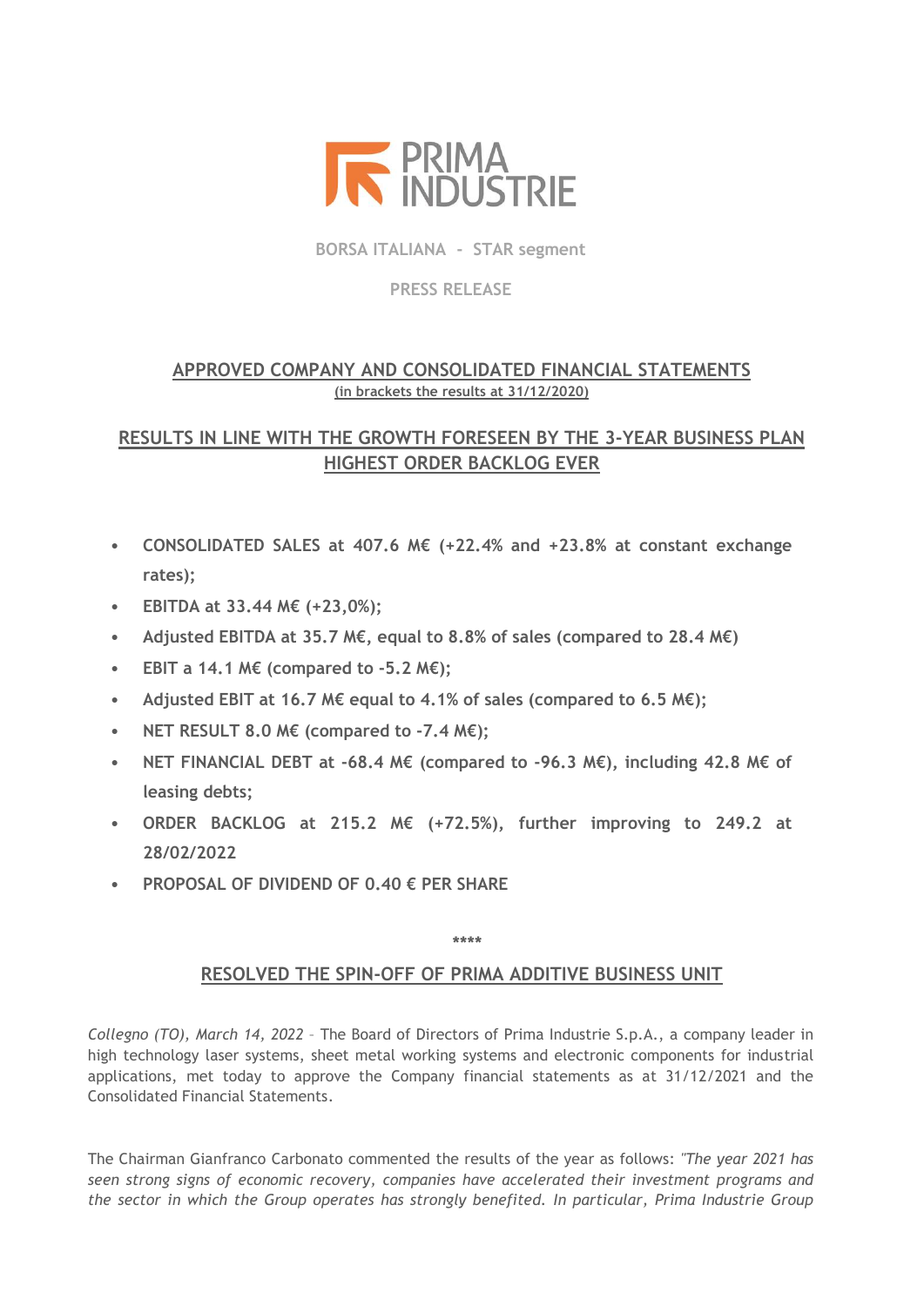PRIMA INDUSTRIE

BORSA ITALIANA - STAR segment

PRESS RELEASE

## APPROVED COMPANY AND CONSOLIDATED FINANCIAL STATEMENTS

(in brackets the results at 31/12/2020)

## RESULTS IN LINE WITH THE GROWTH FORESEEN BY THE 3-YEAR BUSINESS PLAN HIGHEST ORDER BACKLOG EVER

- **CONSOLIDATED SALES at 407.6 M€ (+22.4% and +23.8% at constant exchange rates);**
- **EBITDA at 33.44 M€ (+23,0%);**
- **Adjusted EBITDA at 35.7 M€, equal to 8.8% of sales (compared to 28.4 M€)**
- **EBIT a 14.1 M€ (compared to -5.2 M€);**
- **Adjusted EBIT at 16.7 M€ equal to 4.1% of sales (compared to 6.5 M€);**
- **NET RESULT 8.0 M€ (compared to -7.4 M€);**
- **NET FINANCIAL DEBT at -68.4 M€ (compared to -96.3 M€), including 42.8 M€ of leasing debts;**
- **ORDER BACKLOG at 215.2 M€ (+72.5%), further improving to 249.2 at 28/02/2022**
- **PROPOSAL OF DIVIDEND OF 0.40 € PER SHARE**

****

## RESOLVED THE SPIN-OFF OF PRIMA ADDITIVE BUSINESS UNIT

*Collegno (TO), March 14, 2022* – The Board of Directors of Prima Industrie S.p.A., a company leader in high technology laser systems, sheet metal working systems and electronic components for industrial applications, met today to approve the Company financial statements as at 31/12/2021 and the Consolidated Financial Statements.

The Chairman Gianfranco Carbonato commented the results of the year as follows: *"The year 2021 has seen strong signs of economic recovery, companies have accelerated their investment programs and the sector in which the Group operates has strongly benefited. In particular, Prima Industrie Group*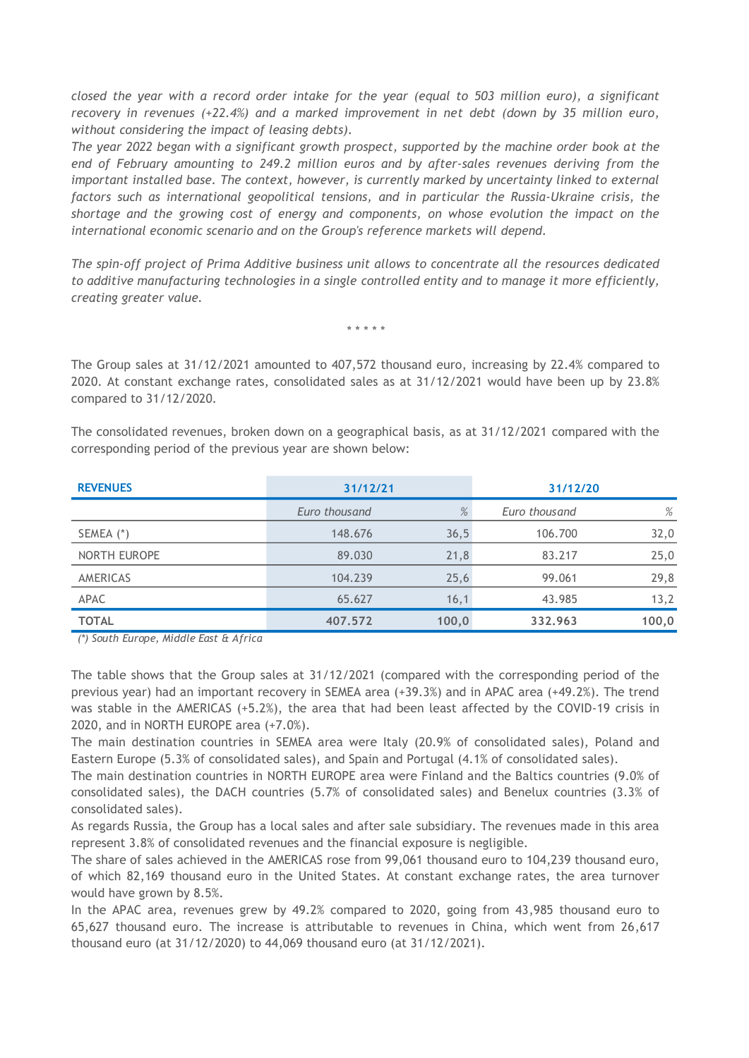*closed the year with a record order intake for the year (equal to 503 million euro), a significant recovery in revenues (+22.4%) and a marked improvement in net debt (down by 35 million euro, without considering the impact of leasing debts).*
*The year 2022 began with a significant growth prospect, supported by the machine order book at the end of February amounting to 249.2 million euros and by after-sales revenues deriving from the important installed base. The context, however, is currently marked by uncertainty linked to external factors such as international geopolitical tensions, and in particular the Russia-Ukraine crisis, the shortage and the growing cost of energy and components, on whose evolution the impact on the international economic scenario and on the Group's reference markets will depend.*

*The spin-off project of Prima Additive business unit allows to concentrate all the resources dedicated to additive manufacturing technologies in a single controlled entity and to manage it more efficiently, creating greater value.*

\* \* \* \* \*

The Group sales at 31/12/2021 amounted to 407,572 thousand euro, increasing by 22.4% compared to 2020. At constant exchange rates, consolidated sales as at 31/12/2021 would have been up by 23.8% compared to 31/12/2020.

The consolidated revenues, broken down on a geographical basis, as at 31/12/2021 compared with the corresponding period of the previous year are shown below:

| REVENUES | 31/12/21 | | 31/12/20 | |
|---|---|---|---|---|
| | *Euro thousand* | *%* | *Euro thousand* | *%* |
| SEMEA (*) | 148.676 | 36,5 | 106.700 | 32,0 |
| NORTH EUROPE | 89.030 | 21,8 | 83.217 | 25,0 |
| AMERICAS | 104.239 | 25,6 | 99.061 | 29,8 |
| APAC | 65.627 | 16,1 | 43.985 | 13,2 |
| **TOTAL** | **407.572** | **100,0** | **332.963** | **100,0** |

*(*) South Europe, Middle East & Africa*

The table shows that the Group sales at 31/12/2021 (compared with the corresponding period of the previous year) had an important recovery in SEMEA area (+39.3%) and in APAC area (+49.2%). The trend was stable in the AMERICAS (+5.2%), the area that had been least affected by the COVID-19 crisis in 2020, and in NORTH EUROPE area (+7.0%).
The main destination countries in SEMEA area were Italy (20.9% of consolidated sales), Poland and Eastern Europe (5.3% of consolidated sales), and Spain and Portugal (4.1% of consolidated sales).
The main destination countries in NORTH EUROPE area were Finland and the Baltics countries (9.0% of consolidated sales), the DACH countries (5.7% of consolidated sales) and Benelux countries (3.3% of consolidated sales).
As regards Russia, the Group has a local sales and after sale subsidiary. The revenues made in this area represent 3.8% of consolidated revenues and the financial exposure is negligible.
The share of sales achieved in the AMERICAS rose from 99,061 thousand euro to 104,239 thousand euro, of which 82,169 thousand euro in the United States. At constant exchange rates, the area turnover would have grown by 8.5%.
In the APAC area, revenues grew by 49.2% compared to 2020, going from 43,985 thousand euro to 65,627 thousand euro. The increase is attributable to revenues in China, which went from 26,617 thousand euro (at 31/12/2020) to 44,069 thousand euro (at 31/12/2021).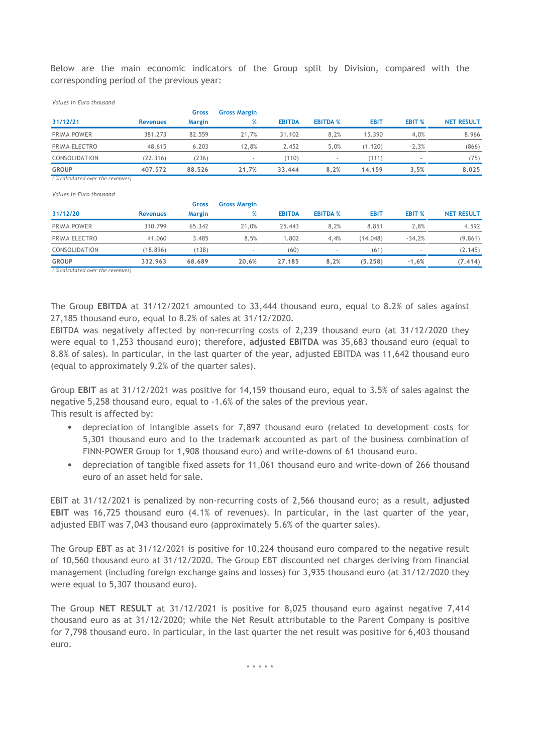Below are the main economic indicators of the Group split by Division, compared with the corresponding period of the previous year:

*Values in Euro thousand*

| 31/12/21 | Revenues | Gross Margin | Gross Margin % | EBITDA | EBITDA % | EBIT | EBIT % | NET RESULT |
|---|---|---|---|---|---|---|---|---|
| PRIMA POWER | 381.273 | 82.559 | 21,7% | 31.102 | 8,2% | 15.390 | 4,0% | 8.966 |
| PRIMA ELECTRO | 48.615 | 6.203 | 12,8% | 2.452 | 5,0% | (1.120) | -2,3% | (866) |
| CONSOLIDATION | (22.316) | (236) | - | (110) | - | (111) | - | (75) |
| **GROUP** | **407.572** | **88.526** | **21,7%** | **33.444** | **8,2%** | **14.159** | **3,5%** | **8.025** |

*( % calculated over the revenues)*

*Values in Euro thousand*

| 31/12/20 | Revenues | Gross Margin | Gross Margin % | EBITDA | EBITDA % | EBIT | EBIT % | NET RESULT |
|---|---|---|---|---|---|---|---|---|
| PRIMA POWER | 310.799 | 65.342 | 21,0% | 25.443 | 8,2% | 8.851 | 2,8% | 4.592 |
| PRIMA ELECTRO | 41.060 | 3.485 | 8,5% | 1.802 | 4,4% | (14.048) | -34,2% | (9.861) |
| CONSOLIDATION | (18.896) | (138) | - | (60) | - | (61) | - | (2.145) |
| **GROUP** | **332.963** | **68.689** | **20,6%** | **27.185** | **8,2%** | **(5.258)** | **-1,6%** | **(7.414)** |

*( % calculated over the revenues)*

The Group **EBITDA** at 31/12/2021 amounted to 33,444 thousand euro, equal to 8.2% of sales against 27,185 thousand euro, equal to 8.2% of sales at 31/12/2020.
EBITDA was negatively affected by non-recurring costs of 2,239 thousand euro (at 31/12/2020 they were equal to 1,253 thousand euro); therefore, **adjusted EBITDA** was 35,683 thousand euro (equal to 8.8% of sales). In particular, in the last quarter of the year, adjusted EBITDA was 11,642 thousand euro (equal to approximately 9.2% of the quarter sales).

Group **EBIT** as at 31/12/2021 was positive for 14,159 thousand euro, equal to 3.5% of sales against the negative 5,258 thousand euro, equal to -1.6% of the sales of the previous year.
This result is affected by:

- depreciation of intangible assets for 7,897 thousand euro (related to development costs for 5,301 thousand euro and to the trademark accounted as part of the business combination of FINN-POWER Group for 1,908 thousand euro) and write-downs of 61 thousand euro.
- depreciation of tangible fixed assets for 11,061 thousand euro and write-down of 266 thousand euro of an asset held for sale.

EBIT at 31/12/2021 is penalized by non-recurring costs of 2,566 thousand euro; as a result, **adjusted EBIT** was 16,725 thousand euro (4.1% of revenues). In particular, in the last quarter of the year, adjusted EBIT was 7,043 thousand euro (approximately 5.6% of the quarter sales).

The Group **EBT** as at 31/12/2021 is positive for 10,224 thousand euro compared to the negative result of 10,560 thousand euro at 31/12/2020. The Group EBT discounted net charges deriving from financial management (including foreign exchange gains and losses) for 3,935 thousand euro (at 31/12/2020 they were equal to 5,307 thousand euro).

The Group **NET RESULT** at 31/12/2021 is positive for 8,025 thousand euro against negative 7,414 thousand euro as at 31/12/2020; while the Net Result attributable to the Parent Company is positive for 7,798 thousand euro. In particular, in the last quarter the net result was positive for 6,403 thousand euro.

\* \* \* \* \*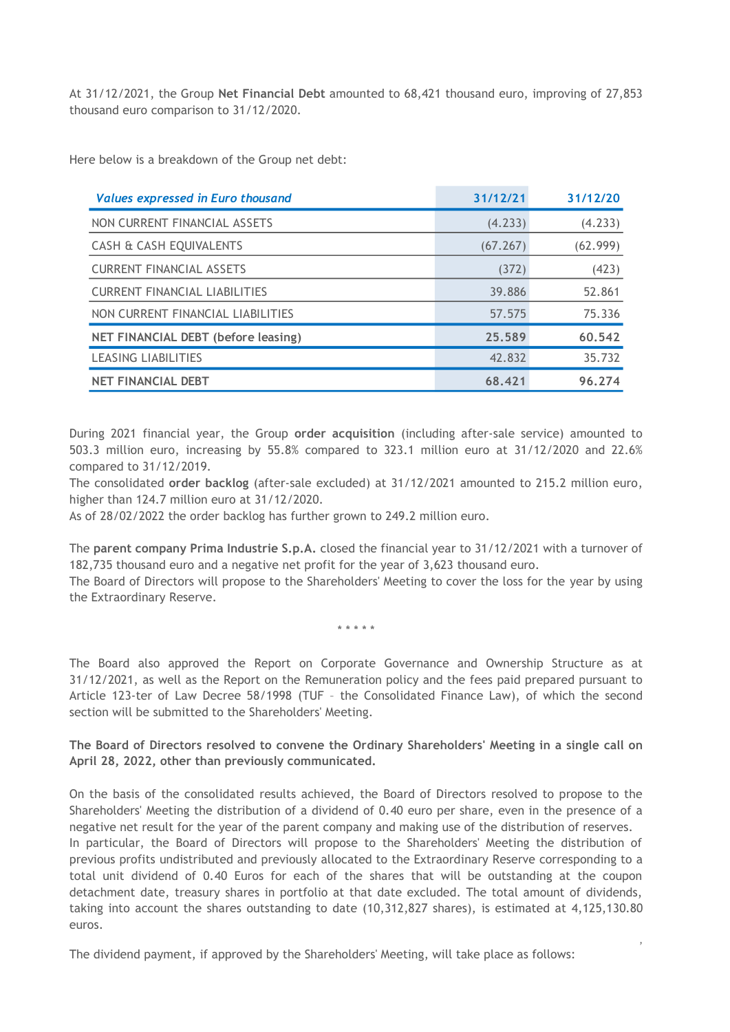At 31/12/2021, the Group **Net Financial Debt** amounted to 68,421 thousand euro, improving of 27,853 thousand euro comparison to 31/12/2020.

Here below is a breakdown of the Group net debt:

| *Values expressed in Euro thousand* | 31/12/21 | 31/12/20 |
|---|---|---|
| NON CURRENT FINANCIAL ASSETS | (4.233) | (4.233) |
| CASH & CASH EQUIVALENTS | (67.267) | (62.999) |
| CURRENT FINANCIAL ASSETS | (372) | (423) |
| CURRENT FINANCIAL LIABILITIES | 39.886 | 52.861 |
| NON CURRENT FINANCIAL LIABILITIES | 57.575 | 75.336 |
| **NET FINANCIAL DEBT (before leasing)** | **25.589** | **60.542** |
| LEASING LIABILITIES | 42.832 | 35.732 |
| **NET FINANCIAL DEBT** | **68.421** | **96.274** |

During 2021 financial year, the Group **order acquisition** (including after-sale service) amounted to 503.3 million euro, increasing by 55.8% compared to 323.1 million euro at 31/12/2020 and 22.6% compared to 31/12/2019.
The consolidated **order backlog** (after-sale excluded) at 31/12/2021 amounted to 215.2 million euro, higher than 124.7 million euro at 31/12/2020.
As of 28/02/2022 the order backlog has further grown to 249.2 million euro.

The **parent company Prima Industrie S.p.A.** closed the financial year to 31/12/2021 with a turnover of 182,735 thousand euro and a negative net profit for the year of 3,623 thousand euro.
The Board of Directors will propose to the Shareholders' Meeting to cover the loss for the year by using the Extraordinary Reserve.

* * * * *

The Board also approved the Report on Corporate Governance and Ownership Structure as at 31/12/2021, as well as the Report on the Remuneration policy and the fees paid prepared pursuant to Article 123-ter of Law Decree 58/1998 (TUF – the Consolidated Finance Law), of which the second section will be submitted to the Shareholders' Meeting.

**The Board of Directors resolved to convene the Ordinary Shareholders' Meeting in a single call on April 28, 2022, other than previously communicated.**

On the basis of the consolidated results achieved, the Board of Directors resolved to propose to the Shareholders' Meeting the distribution of a dividend of 0.40 euro per share, even in the presence of a negative net result for the year of the parent company and making use of the distribution of reserves.
In particular, the Board of Directors will propose to the Shareholders' Meeting the distribution of previous profits undistributed and previously allocated to the Extraordinary Reserve corresponding to a total unit dividend of 0.40 Euros for each of the shares that will be outstanding at the coupon detachment date, treasury shares in portfolio at that date excluded. The total amount of dividends, taking into account the shares outstanding to date (10,312,827 shares), is estimated at 4,125,130.80 euros.

The dividend payment, if approved by the Shareholders' Meeting, will take place as follows: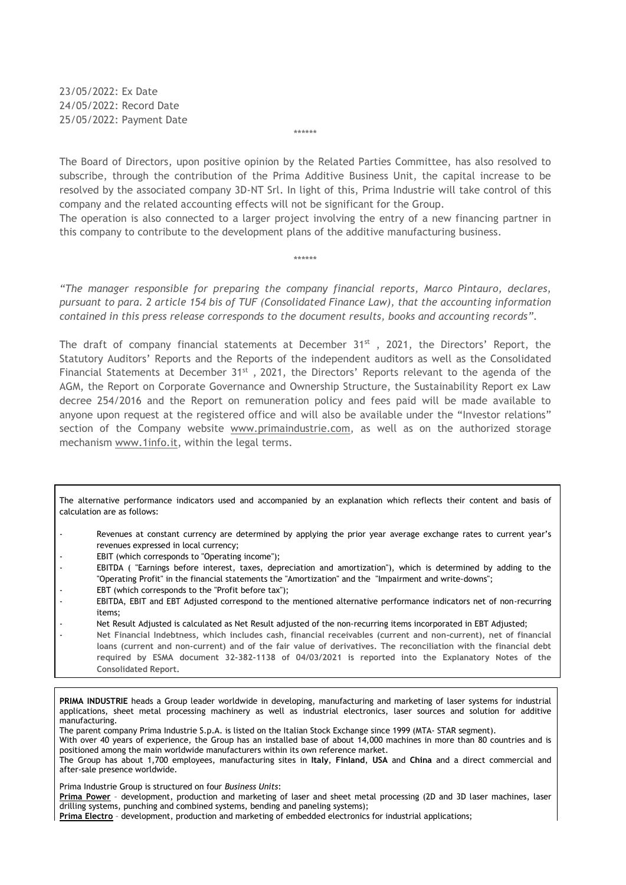23/05/2022: Ex Date
24/05/2022: Record Date
25/05/2022: Payment Date

\*\*\*\*\*\*

The Board of Directors, upon positive opinion by the Related Parties Committee, has also resolved to subscribe, through the contribution of the Prima Additive Business Unit, the capital increase to be resolved by the associated company 3D-NT Srl. In light of this, Prima Industrie will take control of this company and the related accounting effects will not be significant for the Group.

The operation is also connected to a larger project involving the entry of a new financing partner in this company to contribute to the development plans of the additive manufacturing business.

\*\*\*\*\*\*

*"The manager responsible for preparing the company financial reports, Marco Pintauro, declares, pursuant to para. 2 article 154 bis of TUF (Consolidated Finance Law), that the accounting information contained in this press release corresponds to the document results, books and accounting records".*

The draft of company financial statements at December 31st , 2021, the Directors' Report, the Statutory Auditors' Reports and the Reports of the independent auditors as well as the Consolidated Financial Statements at December 31st , 2021, the Directors' Reports relevant to the agenda of the AGM, the Report on Corporate Governance and Ownership Structure, the Sustainability Report ex Law decree 254/2016 and the Report on remuneration policy and fees paid will be made available to anyone upon request at the registered office and will also be available under the "Investor relations" section of the Company website www.primaindustrie.com, as well as on the authorized storage mechanism www.1info.it, within the legal terms.

The alternative performance indicators used and accompanied by an explanation which reflects their content and basis of calculation are as follows:

- Revenues at constant currency are determined by applying the prior year average exchange rates to current year's revenues expressed in local currency;
- EBIT (which corresponds to "Operating income");
- EBITDA ( "Earnings before interest, taxes, depreciation and amortization"), which is determined by adding to the "Operating Profit" in the financial statements the "Amortization" and the "Impairment and write-downs";
- EBT (which corresponds to the "Profit before tax");
- EBITDA, EBIT and EBT Adjusted correspond to the mentioned alternative performance indicators net of non-recurring items;
- Net Result Adjusted is calculated as Net Result adjusted of the non-recurring items incorporated in EBT Adjusted;
- **Net Financial Indebtness, which includes cash, financial receivables (current and non-current), net of financial loans (current and non-current) and of the fair value of derivatives. The reconciliation with the financial debt required by ESMA document 32-382-1138 of 04/03/2021 is reported into the Explanatory Notes of the Consolidated Report.**

**PRIMA INDUSTRIE** heads a Group leader worldwide in developing, manufacturing and marketing of laser systems for industrial applications, sheet metal processing machinery as well as industrial electronics, laser sources and solution for additive manufacturing.

The parent company Prima Industrie S.p.A. is listed on the Italian Stock Exchange since 1999 (MTA- STAR segment).

With over 40 years of experience, the Group has an installed base of about 14,000 machines in more than 80 countries and is positioned among the main worldwide manufacturers within its own reference market.

The Group has about 1,700 employees, manufacturing sites in **Italy**, **Finland**, **USA** and **China** and a direct commercial and after-sale presence worldwide.

Prima Industrie Group is structured on four *Business Units*:

**Prima Power** – development, production and marketing of laser and sheet metal processing (2D and 3D laser machines, laser drilling systems, punching and combined systems, bending and paneling systems);

**Prima Electro** – development, production and marketing of embedded electronics for industrial applications;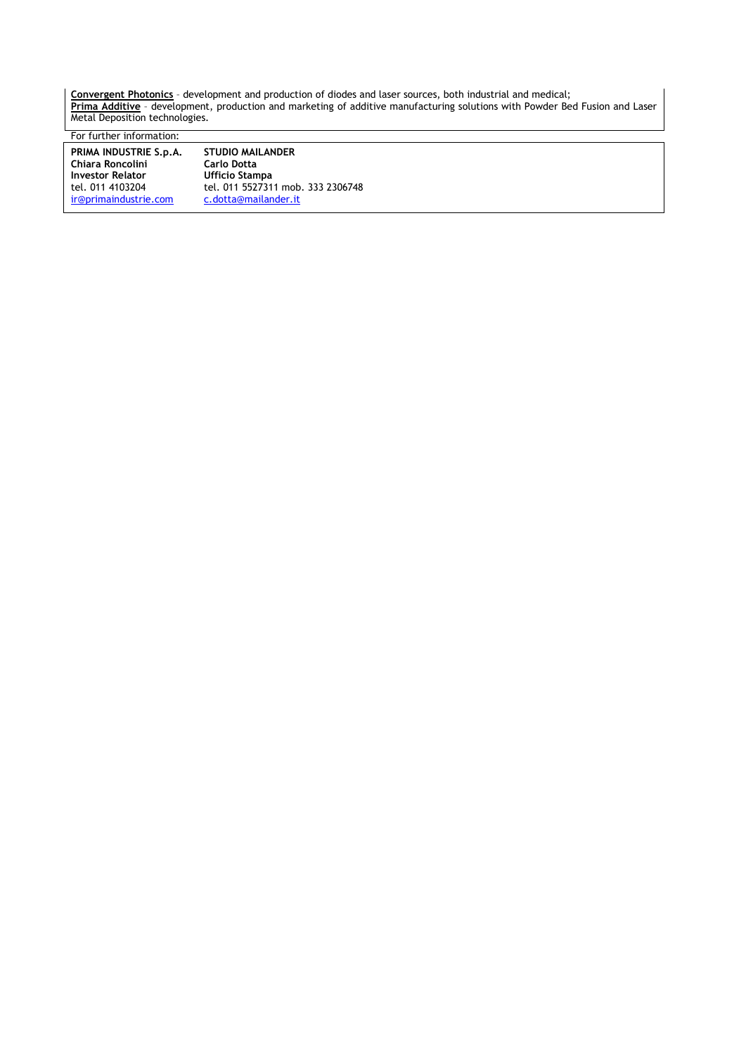**Convergent Photonics** – development and production of diodes and laser sources, both industrial and medical;
**Prima Additive** – development, production and marketing of additive manufacturing solutions with Powder Bed Fusion and Laser Metal Deposition technologies.

For further information:

| **PRIMA INDUSTRIE S.p.A.** | **STUDIO MAILANDER** |
|---|---|
| **Chiara Roncolini** | **Carlo Dotta** |
| **Investor Relator** | **Ufficio Stampa** |
| tel. 011 4103204 | tel. 011 5527311 mob. 333 2306748 |
| ir@primaindustrie.com | c.dotta@mailander.it |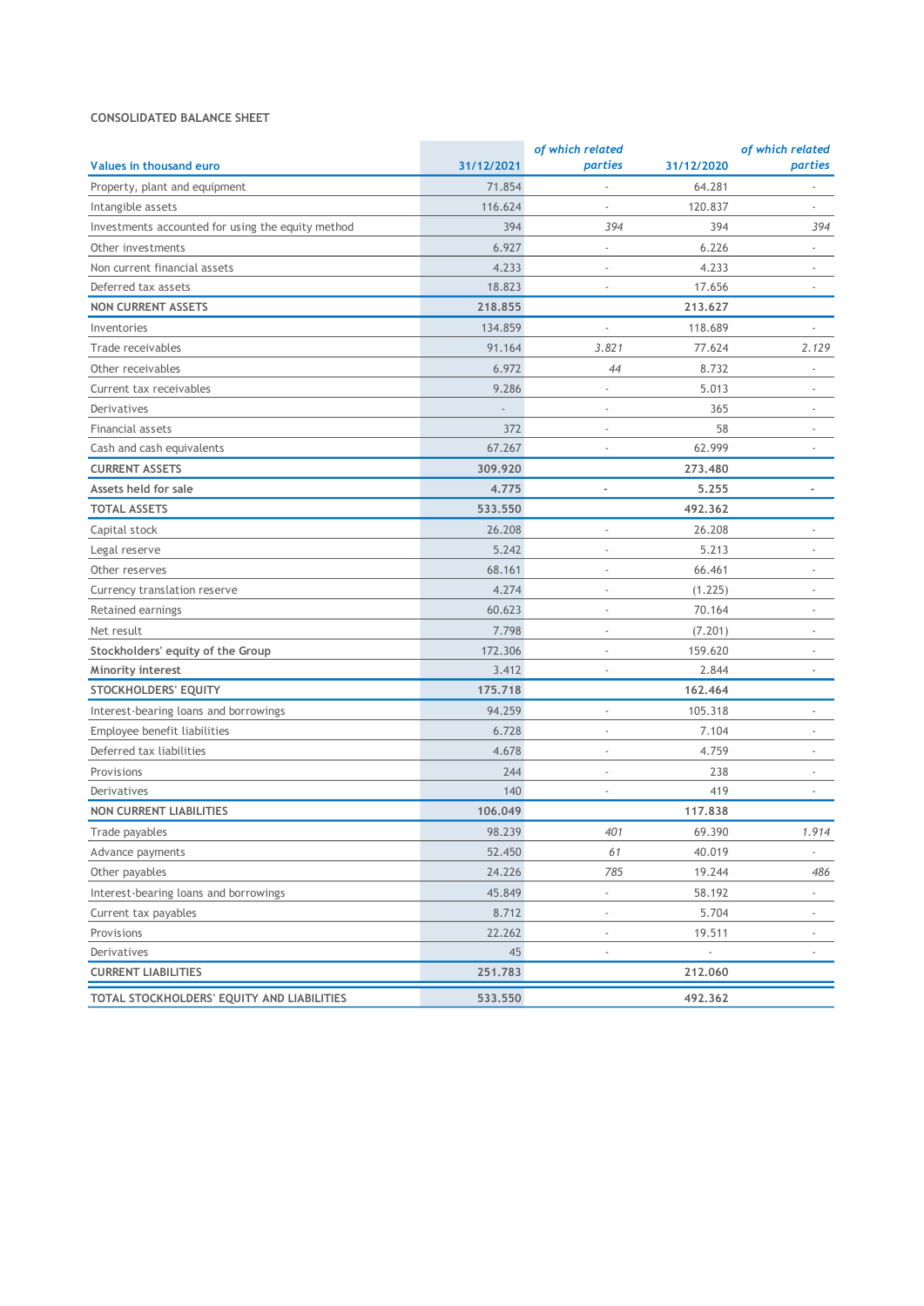CONSOLIDATED BALANCE SHEET

| Values in thousand euro | 31/12/2021 | *of which related parties* | 31/12/2020 | *of which related parties* |
|---|---|---|---|---|
| Property, plant and equipment | 71.854 | - | 64.281 | - |
| Intangible assets | 116.624 | - | 120.837 | - |
| Investments accounted for using the equity method | 394 | *394* | 394 | *394* |
| Other investments | 6.927 | - | 6.226 | - |
| Non current financial assets | 4.233 | - | 4.233 | - |
| Deferred tax assets | 18.823 | - | 17.656 | - |
| **NON CURRENT ASSETS** | **218.855** | | **213.627** | |
| Inventories | 134.859 | - | 118.689 | - |
| Trade receivables | 91.164 | *3.821* | 77.624 | *2.129* |
| Other receivables | 6.972 | *44* | 8.732 | - |
| Current tax receivables | 9.286 | - | 5.013 | - |
| Derivatives | - | - | 365 | - |
| Financial assets | 372 | - | 58 | - |
| Cash and cash equivalents | 67.267 | - | 62.999 | - |
| **CURRENT ASSETS** | **309.920** | | **273.480** | |
| **Assets held for sale** | **4.775** | **-** | **5.255** | **-** |
| **TOTAL ASSETS** | **533.550** | | **492.362** | |
| Capital stock | 26.208 | - | 26.208 | - |
| Legal reserve | 5.242 | - | 5.213 | - |
| Other reserves | 68.161 | - | 66.461 | - |
| Currency translation reserve | 4.274 | - | (1.225) | - |
| Retained earnings | 60.623 | - | 70.164 | - |
| Net result | 7.798 | - | (7.201) | - |
| **Stockholders' equity of the Group** | 172.306 | - | 159.620 | - |
| **Minority interest** | 3.412 | - | 2.844 | - |
| **STOCKHOLDERS' EQUITY** | **175.718** | | **162.464** | |
| Interest-bearing loans and borrowings | 94.259 | - | 105.318 | - |
| Employee benefit liabilities | 6.728 | - | 7.104 | - |
| Deferred tax liabilities | 4.678 | - | 4.759 | - |
| Provisions | 244 | - | 238 | - |
| Derivatives | 140 | - | 419 | - |
| **NON CURRENT LIABILITIES** | **106.049** | | **117.838** | |
| Trade payables | 98.239 | *401* | 69.390 | *1.914* |
| Advance payments | 52.450 | *61* | 40.019 | - |
| Other payables | 24.226 | *785* | 19.244 | *486* |
| Interest-bearing loans and borrowings | 45.849 | - | 58.192 | - |
| Current tax payables | 8.712 | - | 5.704 | - |
| Provisions | 22.262 | - | 19.511 | - |
| Derivatives | 45 | - | - | - |
| **CURRENT LIABILITIES** | **251.783** | | **212.060** | |
| **TOTAL STOCKHOLDERS' EQUITY AND LIABILITIES** | **533.550** | | **492.362** | |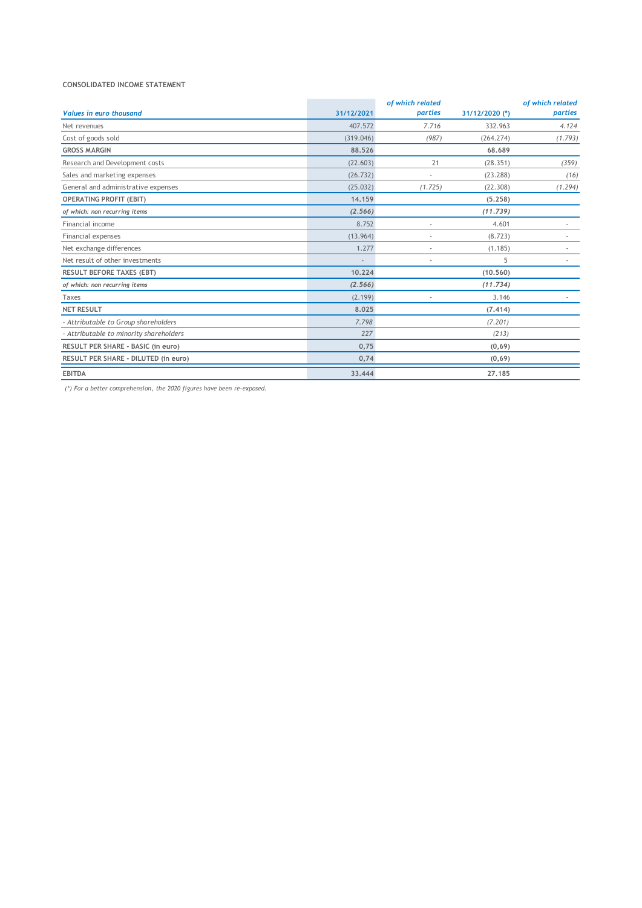**CONSOLIDATED INCOME STATEMENT**

| *Values in euro thousand* | 31/12/2021 | *of which related parties* | 31/12/2020 (*) | *of which related parties* |
|---|---|---|---|---|
| Net revenues | 407.572 | *7.716* | 332.963 | *4.124* |
| Cost of goods sold | (319.046) | *(987)* | (264.274) | *(1.793)* |
| **GROSS MARGIN** | **88.526** | | **68.689** | |
| Research and Development costs | (22.603) | 21 | (28.351) | *(359)* |
| Sales and marketing expenses | (26.732) | - | (23.288) | *(16)* |
| General and administrative expenses | (25.032) | *(1.725)* | (22.308) | *(1.294)* |
| **OPERATING PROFIT (EBIT)** | **14.159** | | **(5.258)** | |
| ***of which: non recurring items*** | ***(2.566)*** | | ***(11.739)*** | |
| Financial income | 8.752 | - | 4.601 | - |
| Financial expenses | (13.964) | - | (8.723) | - |
| Net exchange differences | 1.277 | - | (1.185) | - |
| Net result of other investments | - | - | 5 | - |
| **RESULT BEFORE TAXES (EBT)** | **10.224** | | **(10.560)** | |
| ***of which: non recurring items*** | ***(2.566)*** | | ***(11.734)*** | |
| Taxes | (2.199) | - | 3.146 | - |
| **NET RESULT** | **8.025** | | **(7.414)** | |
| *- Attributable to Group shareholders* | *7.798* | | *(7.201)* | |
| *- Attributable to minority shareholders* | *227* | | *(213)* | |
| **RESULT PER SHARE - BASIC (in euro)** | **0,75** | | **(0,69)** | |
| **RESULT PER SHARE - DILUTED (in euro)** | **0,74** | | **(0,69)** | |
| **EBITDA** | **33.444** | | **27.185** | |

*(*) For a better comprehension, the 2020 figures have been re-exposed.*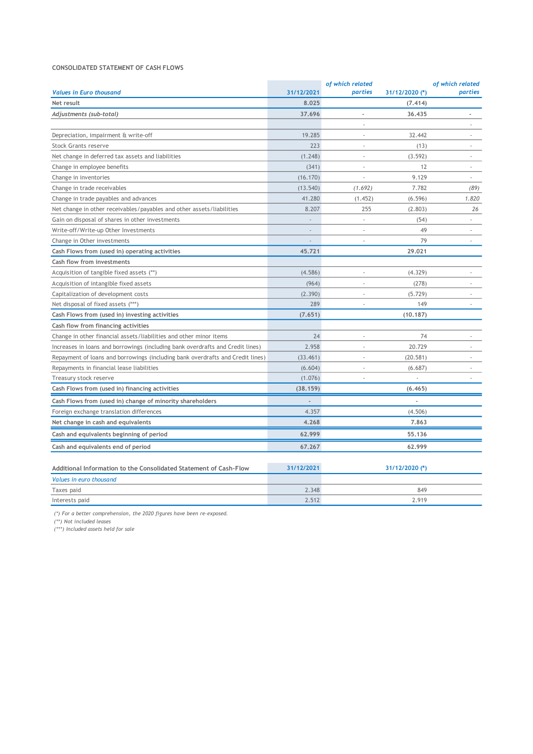CONSOLIDATED STATEMENT OF CASH FLOWS

| *Values in Euro thousand* | 31/12/2021 | *of which related parties* | 31/12/2020 (*) | *of which related parties* |
|---|---|---|---|---|
| **Net result** | **8.025** | | **(7.414)** | |
| *Adjustments (sub-total)* | **37.696** | - | **36.435** | - |
| | | - | | - |
| Depreciation, impairment & write-off | 19.285 | - | 32.442 | - |
| Stock Grants reserve | 223 | - | (13) | - |
| Net change in deferred tax assets and liabilities | (1.248) | - | (3.592) | - |
| Change in employee benefits | (341) | - | 12 | - |
| Change in inventories | (16.170) | - | 9.129 | - |
| Change in trade receivables | (13.540) | *(1.692)* | 7.782 | *(89)* |
| Change in trade payables and advances | 41.280 | (1.452) | (6.596) | *1.820* |
| Net change in other receivables/payables and other assets/liabilities | 8.207 | 255 | (2.803) | 26 |
| Gain on disposal of shares in other investments | - | - | (54) | - |
| Write-off/Write-up Other Investments | - | - | 49 | - |
| Change in Other investments | - | - | 79 | - |
| **Cash Flows from (used in) operating activities** | **45.721** | | **29.021** | |
| **Cash flow from investments** | | | | |
| Acquisition of tangible fixed assets (**) | (4.586) | - | (4.329) | - |
| Acquisition of intangible fixed assets | (964) | - | (278) | - |
| Capitalization of development costs | (2.390) | - | (5.729) | - |
| Net disposal of fixed assets (***) | 289 | - | 149 | - |
| **Cash Flows from (used in) investing activities** | **(7.651)** | | **(10.187)** | |
| **Cash flow from financing activities** | | | | |
| Change in other financial assets/liabilities and other minor items | 24 | - | 74 | - |
| Increases in loans and borrowings (including bank overdrafts and Credit lines) | 2.958 | - | 20.729 | - |
| Repayment of loans and borrowings (including bank overdrafts and Credit lines) | (33.461) | - | (20.581) | - |
| Repayments in financial lease liabilities | (6.604) | - | (6.687) | - |
| Treasury stock reserve | (1.076) | - | - | - |
| **Cash Flows from (used in) financing activities** | **(38.159)** | | **(6.465)** | |
| **Cash Flows from (used in) change of minority shareholders** | - | | - | |
| Foreign exchange translation differences | 4.357 | | (4.506) | |
| **Net change in cash and equivalents** | **4.268** | | **7.863** | |
| **Cash and equivalents beginning of period** | **62.999** | | **55.136** | |
| **Cash and equivalents end of period** | **67.267** | | **62.999** | |

| **Additional Information to the Consolidated Statement of Cash-Flow** | 31/12/2021 | 31/12/2020 (*) |
|---|---|---|
| *Values in euro thousand* | | |
| Taxes paid | 2.348 | 849 |
| Interests paid | 2.512 | 2.919 |

*(*) For a better comprehension, the 2020 figures have been re-exposed.*
*(**) Not included leases*
*(***) Included assets held for sale*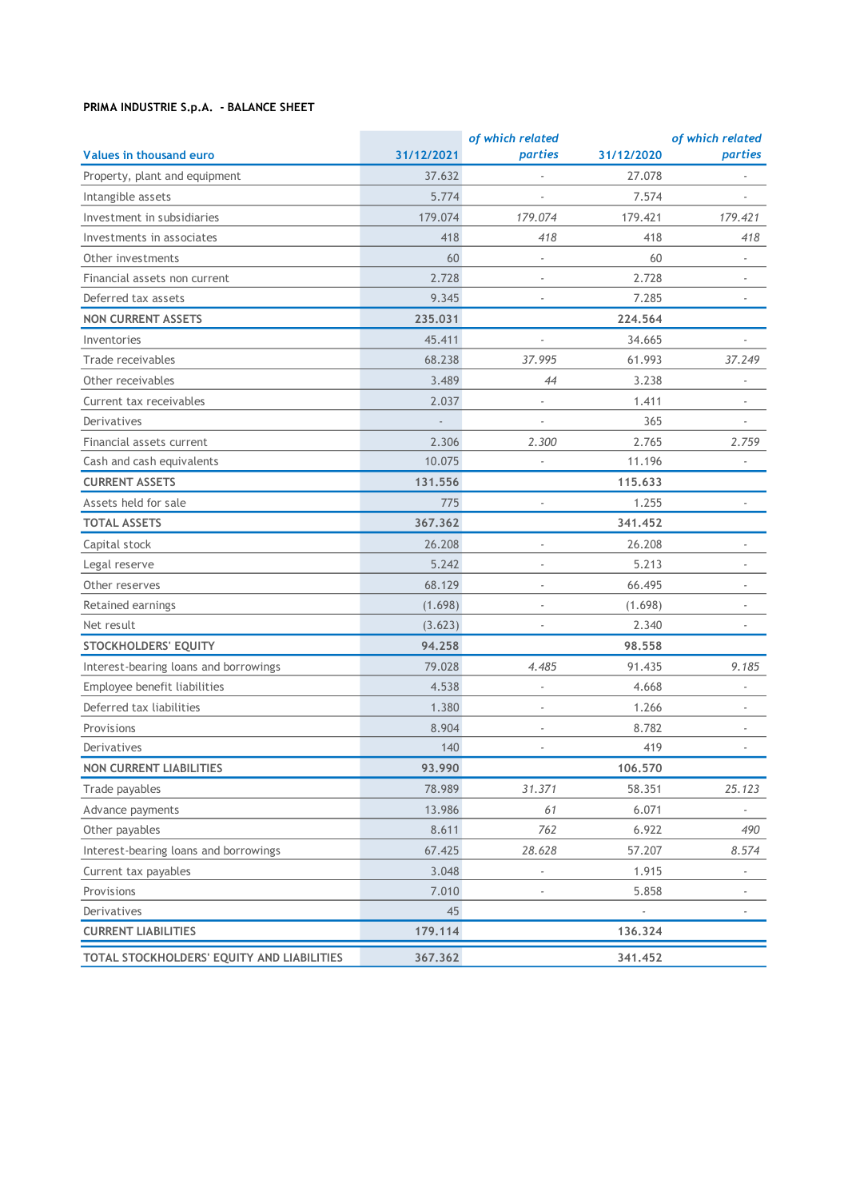**PRIMA INDUSTRIE S.p.A. - BALANCE SHEET**

| Values in thousand euro | 31/12/2021 | *of which related parties* | 31/12/2020 | *of which related parties* |
|---|---|---|---|---|
| Property, plant and equipment | 37.632 | - | 27.078 | - |
| Intangible assets | 5.774 | - | 7.574 | - |
| Investment in subsidiaries | 179.074 | *179.074* | 179.421 | *179.421* |
| Investments in associates | 418 | *418* | 418 | *418* |
| Other investments | 60 | - | 60 | - |
| Financial assets non current | 2.728 | - | 2.728 | - |
| Deferred tax assets | 9.345 | - | 7.285 | - |
| **NON CURRENT ASSETS** | **235.031** | | **224.564** | |
| Inventories | 45.411 | - | 34.665 | - |
| Trade receivables | 68.238 | *37.995* | 61.993 | *37.249* |
| Other receivables | 3.489 | *44* | 3.238 | - |
| Current tax receivables | 2.037 | - | 1.411 | - |
| Derivatives | - | - | 365 | - |
| Financial assets current | 2.306 | *2.300* | 2.765 | *2.759* |
| Cash and cash equivalents | 10.075 | - | 11.196 | - |
| **CURRENT ASSETS** | **131.556** | | **115.633** | |
| Assets held for sale | 775 | - | 1.255 | - |
| **TOTAL ASSETS** | **367.362** | | **341.452** | |
| Capital stock | 26.208 | - | 26.208 | - |
| Legal reserve | 5.242 | - | 5.213 | - |
| Other reserves | 68.129 | - | 66.495 | - |
| Retained earnings | (1.698) | - | (1.698) | - |
| Net result | (3.623) | - | 2.340 | - |
| **STOCKHOLDERS' EQUITY** | **94.258** | | **98.558** | |
| Interest-bearing loans and borrowings | 79.028 | *4.485* | 91.435 | *9.185* |
| Employee benefit liabilities | 4.538 | - | 4.668 | - |
| Deferred tax liabilities | 1.380 | - | 1.266 | - |
| Provisions | 8.904 | - | 8.782 | - |
| Derivatives | 140 | - | 419 | - |
| **NON CURRENT LIABILITIES** | **93.990** | | **106.570** | |
| Trade payables | 78.989 | *31.371* | 58.351 | *25.123* |
| Advance payments | 13.986 | *61* | 6.071 | - |
| Other payables | 8.611 | *762* | 6.922 | *490* |
| Interest-bearing loans and borrowings | 67.425 | *28.628* | 57.207 | *8.574* |
| Current tax payables | 3.048 | - | 1.915 | - |
| Provisions | 7.010 | - | 5.858 | - |
| Derivatives | 45 | | - | - |
| **CURRENT LIABILITIES** | **179.114** | | **136.324** | |
| **TOTAL STOCKHOLDERS' EQUITY AND LIABILITIES** | **367.362** | | **341.452** | |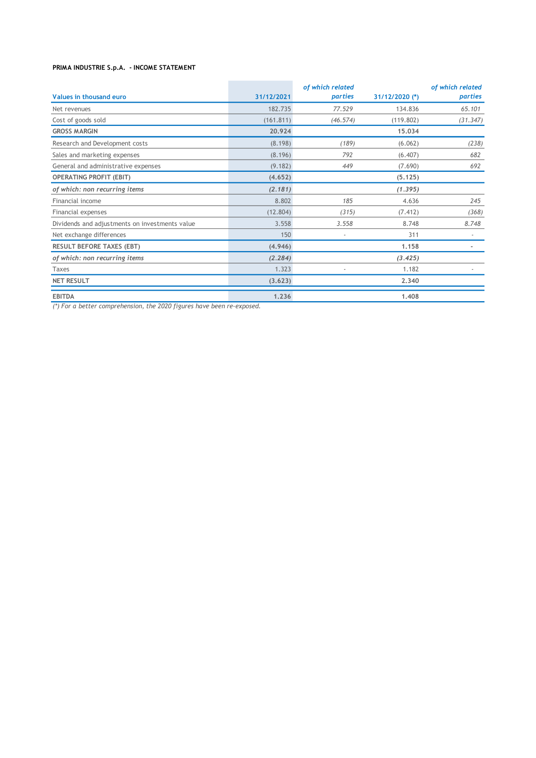**PRIMA INDUSTRIE S.p.A. - INCOME STATEMENT**

| Values in thousand euro | 31/12/2021 | *of which related parties* | 31/12/2020 (*) | *of which related parties* |
|---|---|---|---|---|
| Net revenues | 182.735 | *77.529* | 134.836 | *65.101* |
| Cost of goods sold | (161.811) | *(46.574)* | (119.802) | *(31.347)* |
| **GROSS MARGIN** | **20.924** | | **15.034** | |
| Research and Development costs | (8.198) | *(189)* | (6.062) | *(238)* |
| Sales and marketing expenses | (8.196) | *792* | (6.407) | *682* |
| General and administrative expenses | (9.182) | *449* | (7.690) | *692* |
| **OPERATING PROFIT (EBIT)** | **(4.652)** | | **(5.125)** | |
| ***of which: non recurring items*** | ***(2.181)*** | | ***(1.395)*** | |
| Financial income | 8.802 | *185* | 4.636 | *245* |
| Financial expenses | (12.804) | *(315)* | (7.412) | *(368)* |
| Dividends and adjustments on investments value | 3.558 | *3.558* | 8.748 | *8.748* |
| Net exchange differences | 150 | - | 311 | - |
| **RESULT BEFORE TAXES (EBT)** | **(4.946)** | | **1.158** | - |
| ***of which: non recurring items*** | ***(2.284)*** | | ***(3.425)*** | |
| Taxes | 1.323 | - | 1.182 | - |
| **NET RESULT** | **(3.623)** | | **2.340** | |
| **EBITDA** | **1.236** | | **1.408** | |

*(\*) For a better comprehension, the 2020 figures have been re-exposed.*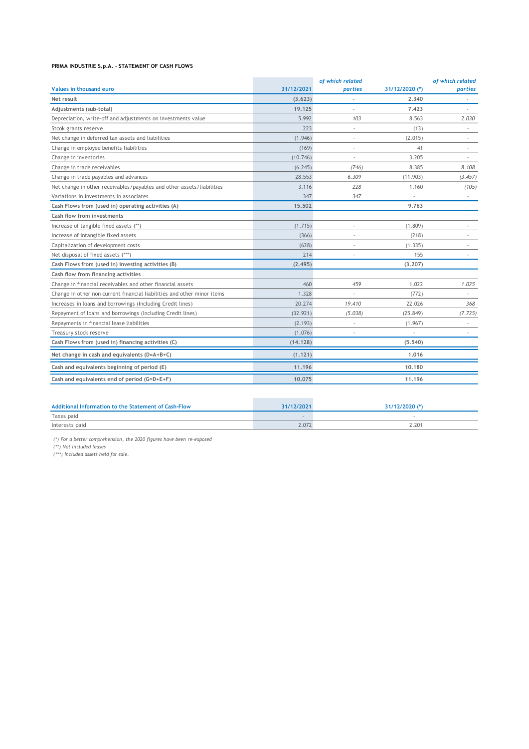**PRIMA INDUSTRIE S.p.A. - STATEMENT OF CASH FLOWS**

| Values in thousand euro | 31/12/2021 | *of which related parties* | 31/12/2020 (*) | *of which related parties* |
|---|---|---|---|---|
| **Net result** | **(3.623)** | **-** | **2.340** | **-** |
| **Adjustments (sub-total)** | **19.125** | **-** | **7.423** | **-** |
| Depreciation, write-off and adjustments on investments value | 5.992 | *103* | 8.563 | *2.030* |
| Stcok grants reserve | 223 | - | (13) | - |
| Net change in deferred tax assets and liabilities | (1.946) | - | (2.015) | - |
| Change in employee benefits liabilities | (169) | - | 41 | - |
| Change in inventories | (10.746) | - | 3.205 | - |
| Change in trade receivables | (6.245) | *(746)* | 8.385 | *8.108* |
| Change in trade payables and advances | 28.553 | *6.309* | (11.903) | *(3.457)* |
| Net change in other receivables/payables and other assets/liabilities | 3.116 | *228* | 1.160 | *(105)* |
| Variations in investments in associates | 347 | *347* | - | - |
| **Cash Flows from (used in) operating activities (A)** | **15.502** | | **9.763** | |
| **Cash flow from investments** | | | | |
| Increase of tangible fixed assets (**) | (1.715) | - | (1.809) | - |
| Increase of intangible fixed assets | (366) | - | (218) | - |
| Capitalization of development costs | (628) | - | (1.335) | - |
| Net disposal of fixed assets (***) | 214 | - | 155 | - |
| **Cash Flows from (used in) investing activities (B)** | **(2.495)** | | **(3.207)** | |
| **Cash flow from financing activities** | | | | |
| Change in financial receivables and other financial assets | 460 | *459* | 1.022 | *1.025* |
| Change in other non current financial liabilities and other minor items | 1.328 | - | (772) | - |
| Increases in loans and borrowings (Including Credit lines) | 20.274 | *19.410* | 22.026 | *368* |
| Repayment of loans and borrowings (Including Credit lines) | (32.921) | *(5.038)* | (25.849) | *(7.725)* |
| Repayments in financial lease liabilities | (2.193) | - | (1.967) | - |
| Treasury stock reserve | (1.076) | - | - | - |
| **Cash Flows from (used in) financing activities (C)** | **(14.128)** | | **(5.540)** | |
| **Net change in cash and equivalents (D=A+B+C)** | **(1.121)** | | **1.016** | |
| **Cash and equivalents beginning of period (E)** | **11.196** | | **10.180** | |
| **Cash and equivalents end of period (G=D+E+F)** | **10.075** | | **11.196** | |

| Additional Information to the Statement of Cash-Flow | 31/12/2021 | 31/12/2020 (*) |
|---|---|---|
| Taxes paid | - | - |
| Interests paid | 2.072 | 2.201 |

*(\*) For a better comprehension, the 2020 figures have been re-exposed*

*(\*\*) Not included leases*

*(\*\*\*) Included assets held for sale.*